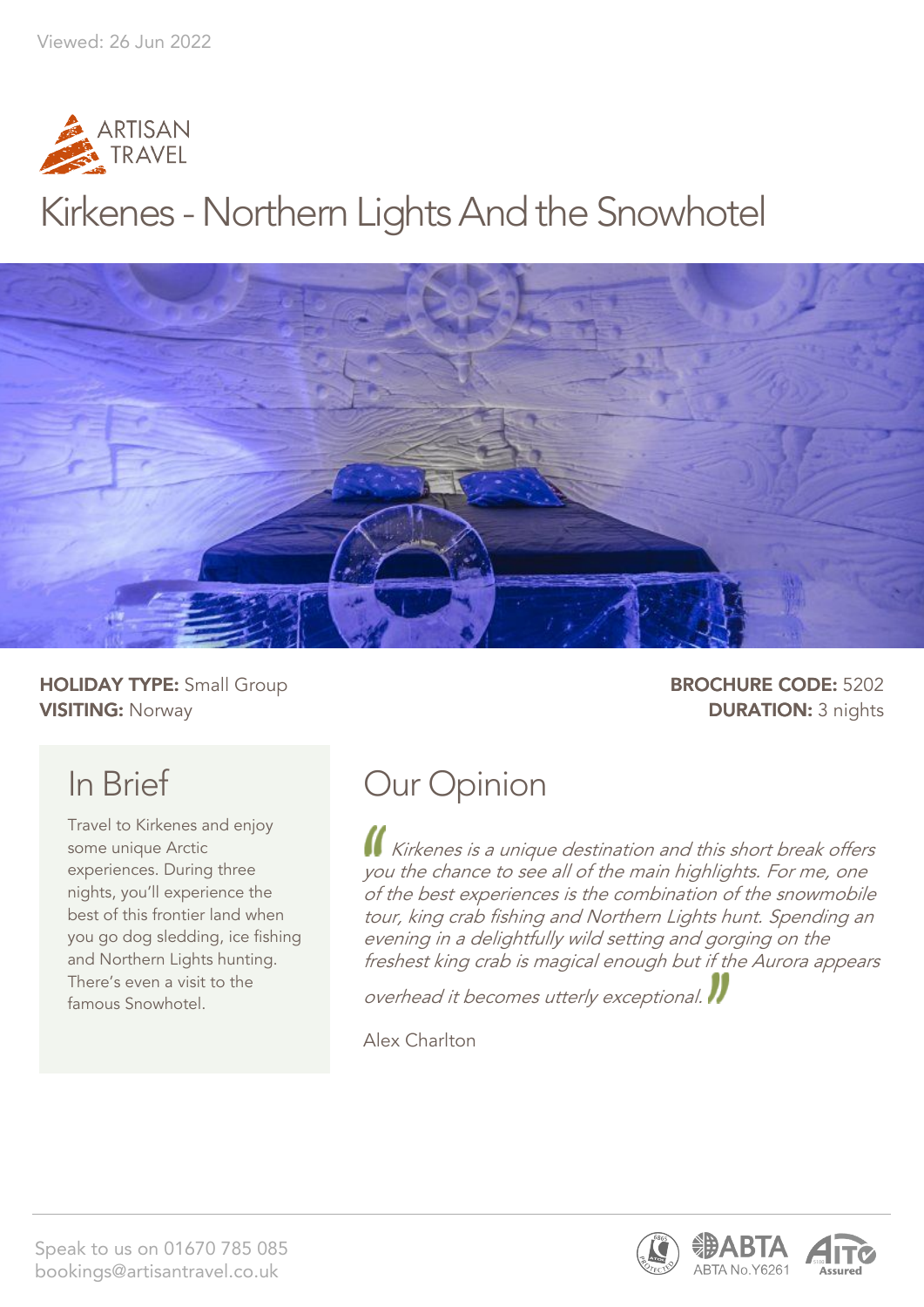Viewed: 26 Jun 2022

# Kirkenes - Northern Lights And the Snowhotel

**HOLIDAY TYPE:** Small Group
**VISITING:** Norway

**BROCHURE CODE:** 5202
**DURATION:** 3 nights

## In Brief

Travel to Kirkenes and enjoy some unique Arctic experiences. During three nights, you'll experience the best of this frontier land when you go dog sledding, ice fishing and Northern Lights hunting. There's even a visit to the famous Snowhotel.

## Our Opinion

*Kirkenes is a unique destination and this short break offers you the chance to see all of the main highlights. For me, one of the best experiences is the combination of the snowmobile tour, king crab fishing and Northern Lights hunt. Spending an evening in a delightfully wild setting and gorging on the freshest king crab is magical enough but if the Aurora appears overhead it becomes utterly exceptional.*

Alex Charlton

Speak to us on 01670 785 085
bookings@artisantravel.co.uk

ABTA No.Y6261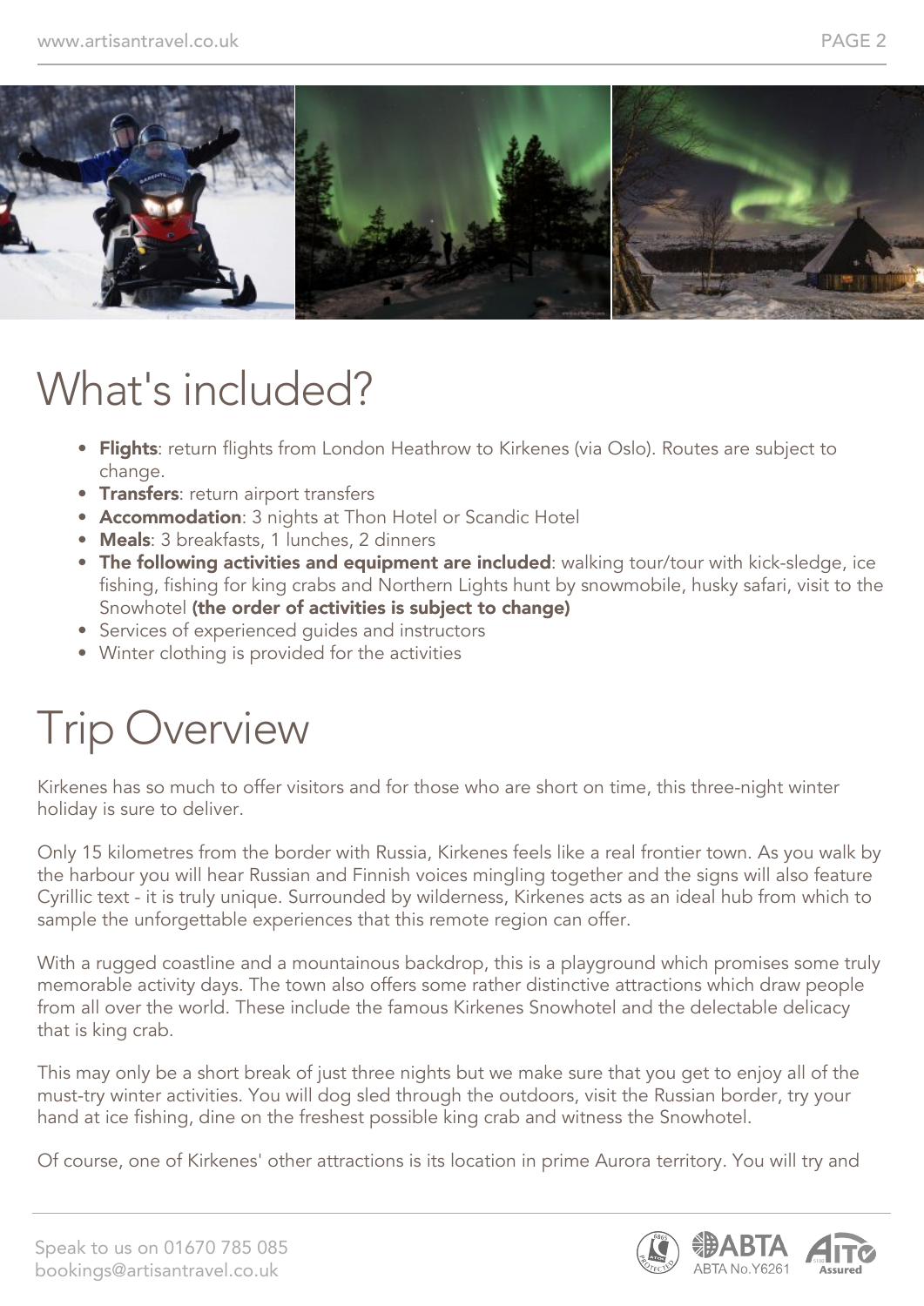# What's included?

- **Flights**: return flights from London Heathrow to Kirkenes (via Oslo). Routes are subject to change.
- **Transfers**: return airport transfers
- **Accommodation**: 3 nights at Thon Hotel or Scandic Hotel
- **Meals**: 3 breakfasts, 1 lunches, 2 dinners
- **The following activities and equipment are included**: walking tour/tour with kick-sledge, ice fishing, fishing for king crabs and Northern Lights hunt by snowmobile, husky safari, visit to the Snowhotel **(the order of activities is subject to change)**
- Services of experienced guides and instructors
- Winter clothing is provided for the activities

# Trip Overview

Kirkenes has so much to offer visitors and for those who are short on time, this three-night winter holiday is sure to deliver.

Only 15 kilometres from the border with Russia, Kirkenes feels like a real frontier town. As you walk by the harbour you will hear Russian and Finnish voices mingling together and the signs will also feature Cyrillic text - it is truly unique. Surrounded by wilderness, Kirkenes acts as an ideal hub from which to sample the unforgettable experiences that this remote region can offer.

With a rugged coastline and a mountainous backdrop, this is a playground which promises some truly memorable activity days. The town also offers some rather distinctive attractions which draw people from all over the world. These include the famous Kirkenes Snowhotel and the delectable delicacy that is king crab.

This may only be a short break of just three nights but we make sure that you get to enjoy all of the must-try winter activities. You will dog sled through the outdoors, visit the Russian border, try your hand at ice fishing, dine on the freshest possible king crab and witness the Snowhotel.

Of course, one of Kirkenes' other attractions is its location in prime Aurora territory. You will try and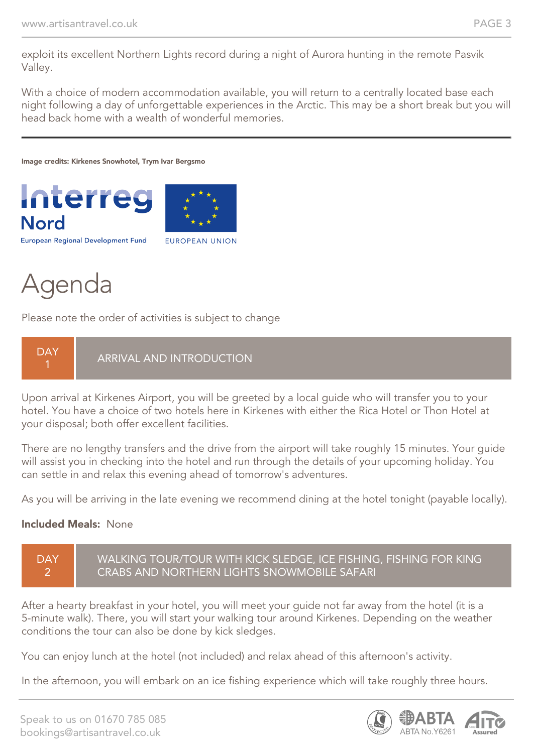exploit its excellent Northern Lights record during a night of Aurora hunting in the remote Pasvik Valley.

With a choice of modern accommodation available, you will return to a centrally located base each night following a day of unforgettable experiences in the Arctic. This may be a short break but you will head back home with a wealth of wonderful memories.

**Image credits: Kirkenes Snowhotel, Trym Ivar Bergsmo**

Interreg Nord
European Regional Development Fund

EUROPEAN UNION

# Agenda

Please note the order of activities is subject to change

## DAY 1 — ARRIVAL AND INTRODUCTION

Upon arrival at Kirkenes Airport, you will be greeted by a local guide who will transfer you to your hotel. You have a choice of two hotels here in Kirkenes with either the Rica Hotel or Thon Hotel at your disposal; both offer excellent facilities.

There are no lengthy transfers and the drive from the airport will take roughly 15 minutes. Your guide will assist you in checking into the hotel and run through the details of your upcoming holiday. You can settle in and relax this evening ahead of tomorrow's adventures.

As you will be arriving in the late evening we recommend dining at the hotel tonight (payable locally).

**Included Meals:** None

## DAY 2 — WALKING TOUR/TOUR WITH KICK SLEDGE, ICE FISHING, FISHING FOR KING CRABS AND NORTHERN LIGHTS SNOWMOBILE SAFARI

After a hearty breakfast in your hotel, you will meet your guide not far away from the hotel (it is a 5-minute walk). There, you will start your walking tour around Kirkenes. Depending on the weather conditions the tour can also be done by kick sledges.

You can enjoy lunch at the hotel (not included) and relax ahead of this afternoon's activity.

In the afternoon, you will embark on an ice fishing experience which will take roughly three hours.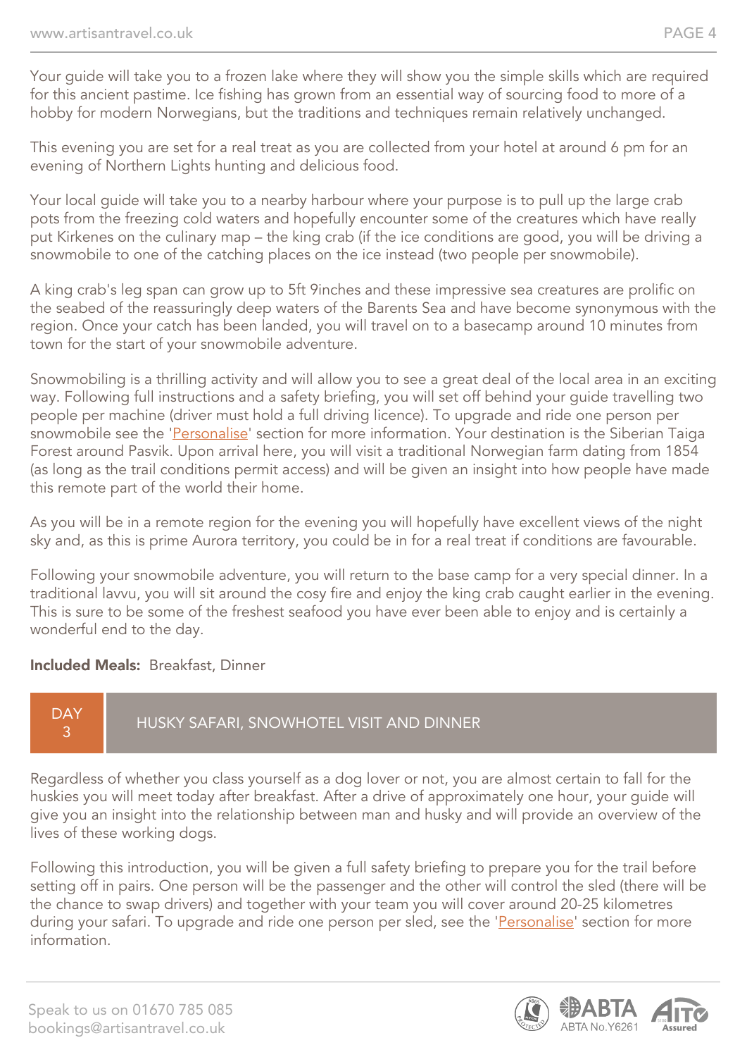Your guide will take you to a frozen lake where they will show you the simple skills which are required for this ancient pastime. Ice fishing has grown from an essential way of sourcing food to more of a hobby for modern Norwegians, but the traditions and techniques remain relatively unchanged.

This evening you are set for a real treat as you are collected from your hotel at around 6 pm for an evening of Northern Lights hunting and delicious food.

Your local guide will take you to a nearby harbour where your purpose is to pull up the large crab pots from the freezing cold waters and hopefully encounter some of the creatures which have really put Kirkenes on the culinary map – the king crab (if the ice conditions are good, you will be driving a snowmobile to one of the catching places on the ice instead (two people per snowmobile).

A king crab's leg span can grow up to 5ft 9inches and these impressive sea creatures are prolific on the seabed of the reassuringly deep waters of the Barents Sea and have become synonymous with the region. Once your catch has been landed, you will travel on to a basecamp around 10 minutes from town for the start of your snowmobile adventure.

Snowmobiling is a thrilling activity and will allow you to see a great deal of the local area in an exciting way. Following full instructions and a safety briefing, you will set off behind your guide travelling two people per machine (driver must hold a full driving licence). To upgrade and ride one person per snowmobile see the 'Personalise' section for more information. Your destination is the Siberian Taiga Forest around Pasvik. Upon arrival here, you will visit a traditional Norwegian farm dating from 1854 (as long as the trail conditions permit access) and will be given an insight into how people have made this remote part of the world their home.

As you will be in a remote region for the evening you will hopefully have excellent views of the night sky and, as this is prime Aurora territory, you could be in for a real treat if conditions are favourable.

Following your snowmobile adventure, you will return to the base camp for a very special dinner. In a traditional lavvu, you will sit around the cosy fire and enjoy the king crab caught earlier in the evening. This is sure to be some of the freshest seafood you have ever been able to enjoy and is certainly a wonderful end to the day.

**Included Meals:** Breakfast, Dinner

## DAY 3 — HUSKY SAFARI, SNOWHOTEL VISIT AND DINNER

Regardless of whether you class yourself as a dog lover or not, you are almost certain to fall for the huskies you will meet today after breakfast. After a drive of approximately one hour, your guide will give you an insight into the relationship between man and husky and will provide an overview of the lives of these working dogs.

Following this introduction, you will be given a full safety briefing to prepare you for the trail before setting off in pairs. One person will be the passenger and the other will control the sled (there will be the chance to swap drivers) and together with your team you will cover around 20-25 kilometres during your safari. To upgrade and ride one person per sled, see the 'Personalise' section for more information.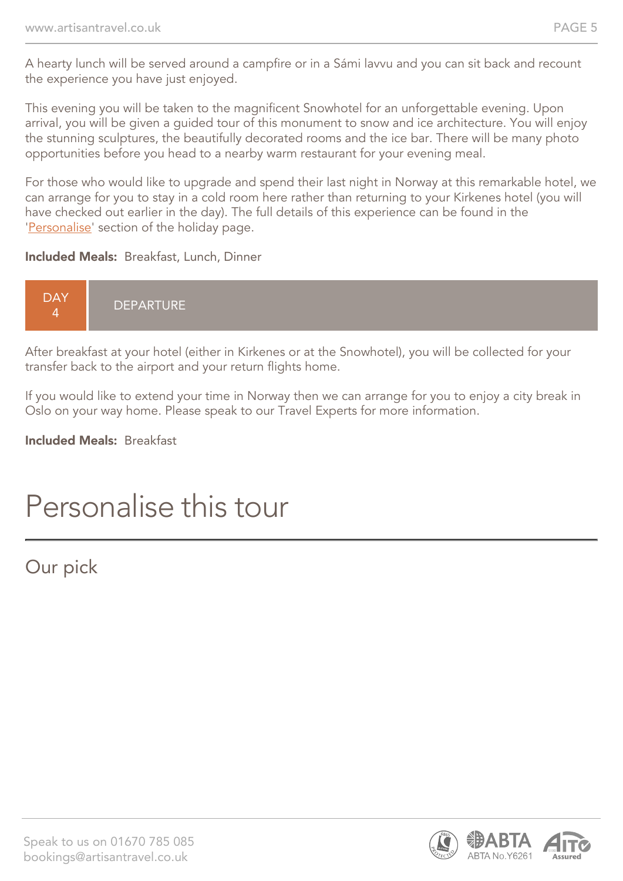A hearty lunch will be served around a campfire or in a Sámi lavvu and you can sit back and recount the experience you have just enjoyed.

This evening you will be taken to the magnificent Snowhotel for an unforgettable evening. Upon arrival, you will be given a guided tour of this monument to snow and ice architecture. You will enjoy the stunning sculptures, the beautifully decorated rooms and the ice bar. There will be many photo opportunities before you head to a nearby warm restaurant for your evening meal.

For those who would like to upgrade and spend their last night in Norway at this remarkable hotel, we can arrange for you to stay in a cold room here rather than returning to your Kirkenes hotel (you will have checked out earlier in the day). The full details of this experience can be found in the 'Personalise' section of the holiday page.

**Included Meals:** Breakfast, Lunch, Dinner

## DAY 4 DEPARTURE

After breakfast at your hotel (either in Kirkenes or at the Snowhotel), you will be collected for your transfer back to the airport and your return flights home.

If you would like to extend your time in Norway then we can arrange for you to enjoy a city break in Oslo on your way home. Please speak to our Travel Experts for more information.

**Included Meals:** Breakfast

# Personalise this tour

## Our pick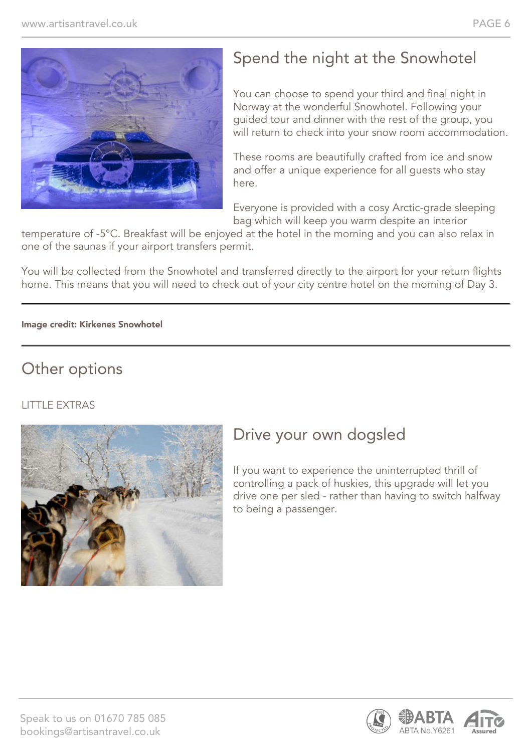## Spend the night at the Snowhotel

You can choose to spend your third and final night in Norway at the wonderful Snowhotel. Following your guided tour and dinner with the rest of the group, you will return to check into your snow room accommodation.

These rooms are beautifully crafted from ice and snow and offer a unique experience for all guests who stay here.

Everyone is provided with a cosy Arctic-grade sleeping bag which will keep you warm despite an interior temperature of -5°C. Breakfast will be enjoyed at the hotel in the morning and you can also relax in one of the saunas if your airport transfers permit.

You will be collected from the Snowhotel and transferred directly to the airport for your return flights home. This means that you will need to check out of your city centre hotel on the morning of Day 3.

**Image credit: Kirkenes Snowhotel**

# Other options

LITTLE EXTRAS

## Drive your own dogsled

If you want to experience the uninterrupted thrill of controlling a pack of huskies, this upgrade will let you drive one per sled - rather than having to switch halfway to being a passenger.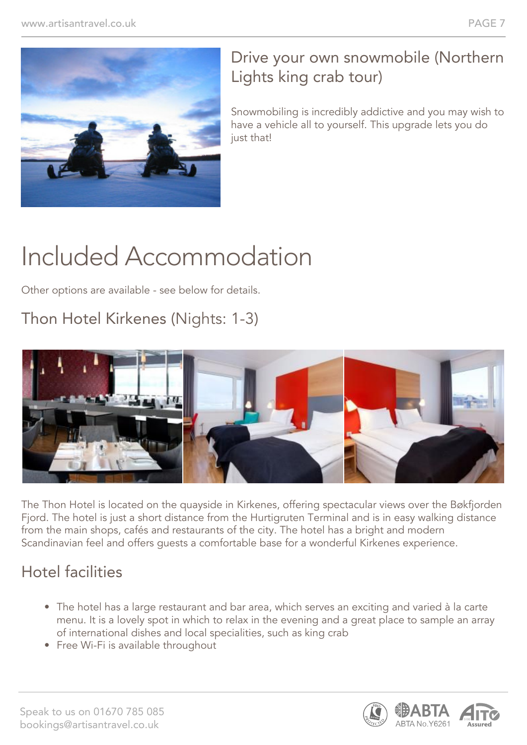## Drive your own snowmobile (Northern Lights king crab tour)

Snowmobiling is incredibly addictive and you may wish to have a vehicle all to yourself. This upgrade lets you do just that!

# Included Accommodation

Other options are available - see below for details.

## Thon Hotel Kirkenes (Nights: 1-3)

The Thon Hotel is located on the quayside in Kirkenes, offering spectacular views over the Bøkfjorden Fjord. The hotel is just a short distance from the Hurtigruten Terminal and is in easy walking distance from the main shops, cafés and restaurants of the city. The hotel has a bright and modern Scandinavian feel and offers guests a comfortable base for a wonderful Kirkenes experience.

## Hotel facilities

- The hotel has a large restaurant and bar area, which serves an exciting and varied à la carte menu. It is a lovely spot in which to relax in the evening and a great place to sample an array of international dishes and local specialities, such as king crab
- Free Wi-Fi is available throughout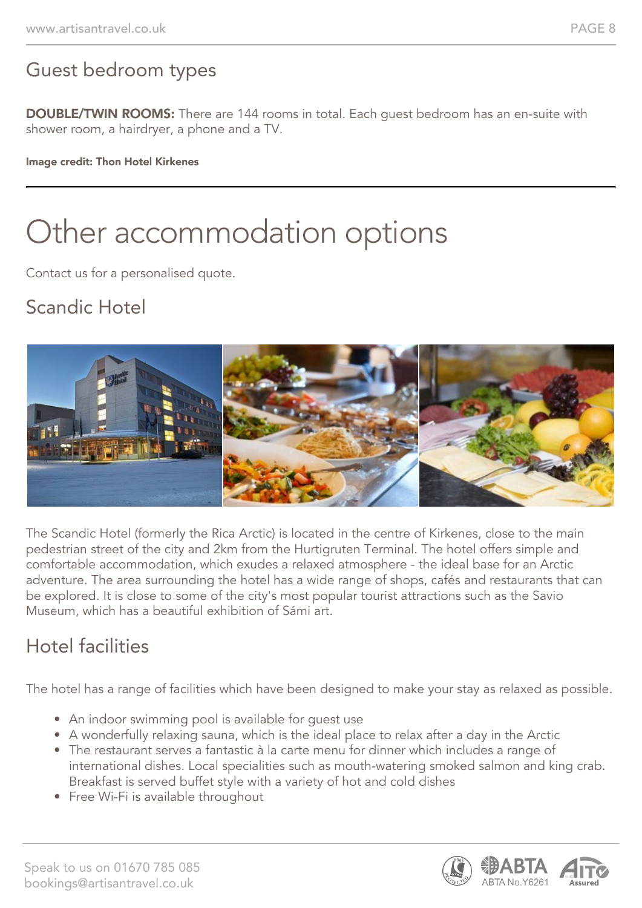## Guest bedroom types

**DOUBLE/TWIN ROOMS:** There are 144 rooms in total. Each guest bedroom has an en-suite with shower room, a hairdryer, a phone and a TV.

**Image credit: Thon Hotel Kirkenes**

---

# Other accommodation options

Contact us for a personalised quote.

## Scandic Hotel

The Scandic Hotel (formerly the Rica Arctic) is located in the centre of Kirkenes, close to the main pedestrian street of the city and 2km from the Hurtigruten Terminal. The hotel offers simple and comfortable accommodation, which exudes a relaxed atmosphere - the ideal base for an Arctic adventure. The area surrounding the hotel has a wide range of shops, cafés and restaurants that can be explored. It is close to some of the city's most popular tourist attractions such as the Savio Museum, which has a beautiful exhibition of Sámi art.

## Hotel facilities

The hotel has a range of facilities which have been designed to make your stay as relaxed as possible.

- An indoor swimming pool is available for guest use
- A wonderfully relaxing sauna, which is the ideal place to relax after a day in the Arctic
- The restaurant serves a fantastic à la carte menu for dinner which includes a range of international dishes. Local specialities such as mouth-watering smoked salmon and king crab. Breakfast is served buffet style with a variety of hot and cold dishes
- Free Wi-Fi is available throughout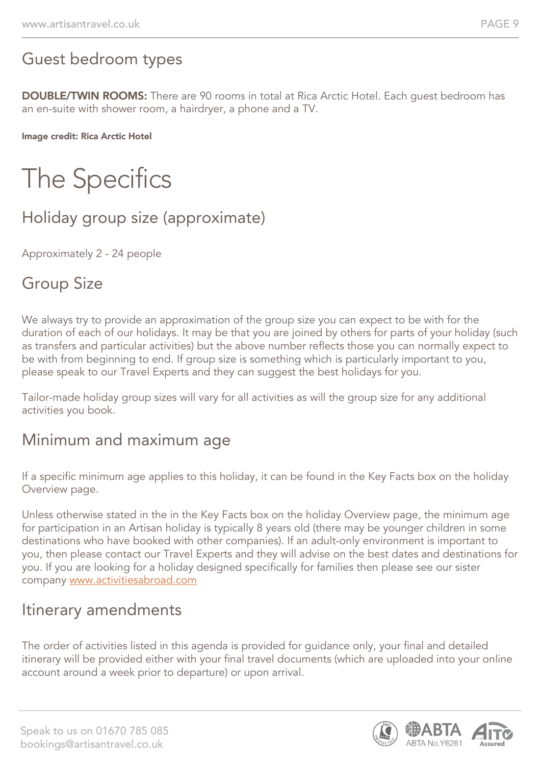## Guest bedroom types

**DOUBLE/TWIN ROOMS:** There are 90 rooms in total at Rica Arctic Hotel. Each guest bedroom has an en-suite with shower room, a hairdryer, a phone and a TV.

**Image credit: Rica Arctic Hotel**

# The Specifics

## Holiday group size (approximate)

Approximately 2 - 24 people

## Group Size

We always try to provide an approximation of the group size you can expect to be with for the duration of each of our holidays. It may be that you are joined by others for parts of your holiday (such as transfers and particular activities) but the above number reflects those you can normally expect to be with from beginning to end. If group size is something which is particularly important to you, please speak to our Travel Experts and they can suggest the best holidays for you.

Tailor-made holiday group sizes will vary for all activities as will the group size for any additional activities you book.

## Minimum and maximum age

If a specific minimum age applies to this holiday, it can be found in the Key Facts box on the holiday Overview page.

Unless otherwise stated in the in the Key Facts box on the holiday Overview page, the minimum age for participation in an Artisan holiday is typically 8 years old (there may be younger children in some destinations who have booked with other companies). If an adult-only environment is important to you, then please contact our Travel Experts and they will advise on the best dates and destinations for you. If you are looking for a holiday designed specifically for families then please see our sister company [www.activitiesabroad.com](www.activitiesabroad.com)

## Itinerary amendments

The order of activities listed in this agenda is provided for guidance only, your final and detailed itinerary will be provided either with your final travel documents (which are uploaded into your online account around a week prior to departure) or upon arrival.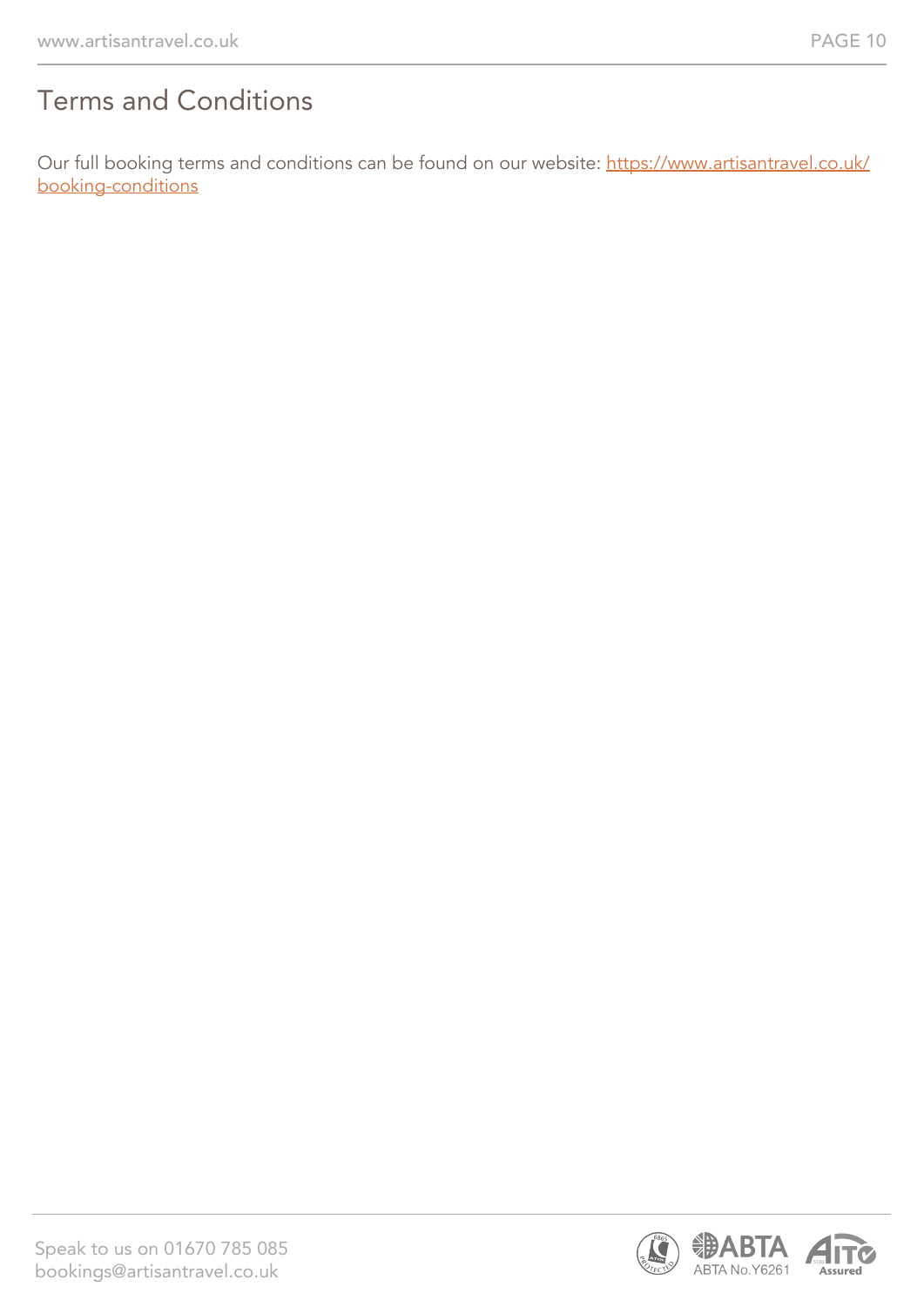# Terms and Conditions

Our full booking terms and conditions can be found on our website: [https://www.artisantravel.co.uk/booking-conditions](https://www.artisantravel.co.uk/booking-conditions)